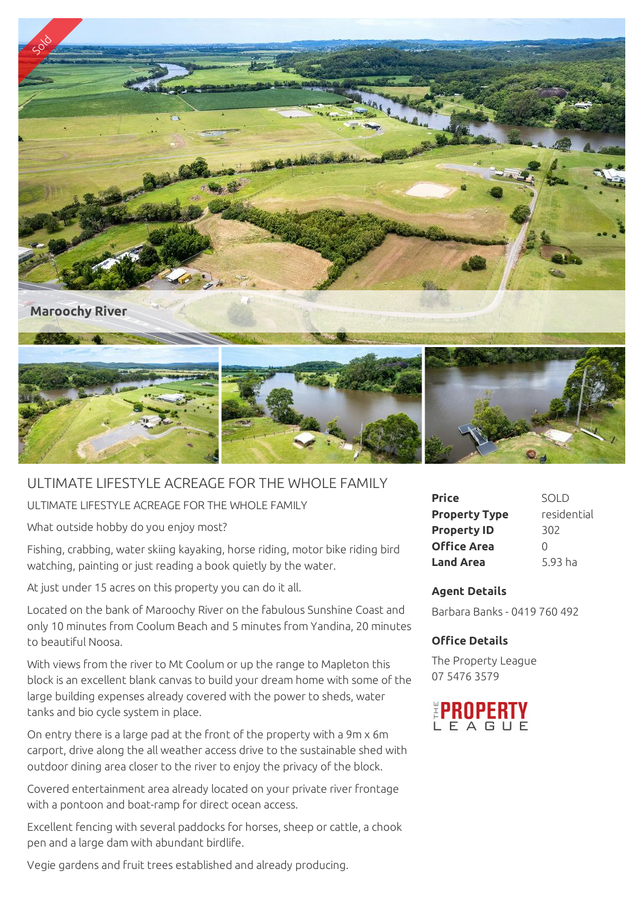Sold

Maroochy River

# ULTIMATE LIFESTYLE ACREAGE FOR THE WHOLE FAMILY

ULTIMATE LIFESTYLE ACREAGE FOR THE WHOLE FAMILY

What outside hobby do you enjoy most?

Fishing, crabbing, water skiing kayaking, horse riding, motor bike riding bird watching, painting or just reading a book quietly by the water.

At just under 15 acres on this property you can do it all.

Located on the bank of Maroochy River on the fabulous Sunshine Coast and only 10 minutes from Coolum Beach and 5 minutes from Yandina, 20 minutes to beautiful Noosa.

With views from the river to Mt Coolum or up the range to Mapleton this block is an excellent blank canvas to build your dream home with some of the large building expenses already covered with the power to sheds, water tanks and bio cycle system in place.

On entry there is a large pad at the front of the property with a 9m x 6m carport, drive along the all weather access drive to the sustainable shed with outdoor dining area closer to the river to enjoy the privacy of the block.

Covered entertainment area already located on your private river frontage with a pontoon and boat-ramp for direct ocean access.

Excellent fencing with several paddocks for horses, sheep or cattle, a chook pen and a large dam with abundant birdlife.

Vegie gardens and fruit trees established and already producing.

| | |
|---|---|
| **Price** | SOLD |
| **Property Type** | residential |
| **Property ID** | 302 |
| **Office Area** | 0 |
| **Land Area** | 5.93 ha |

### Agent Details

Barbara Banks - 0419 760 492

### Office Details

The Property League
07 5476 3579

THE PROPERTY LEAGUE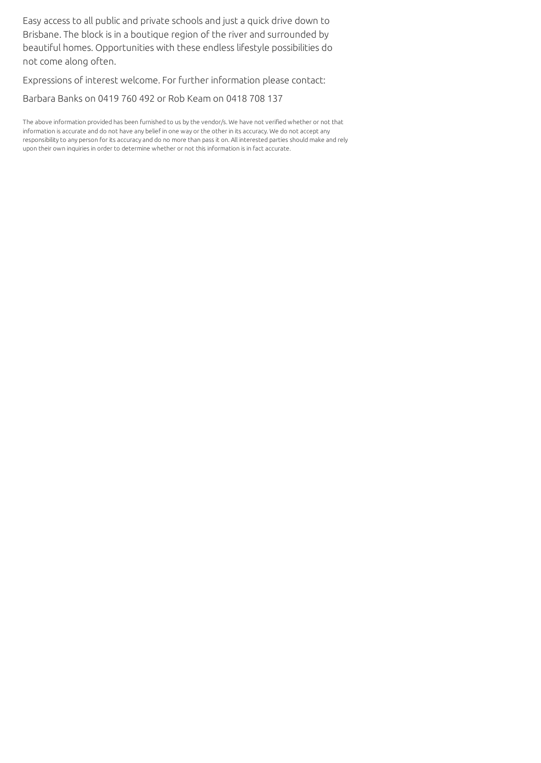Easy access to all public and private schools and just a quick drive down to Brisbane. The block is in a boutique region of the river and surrounded by beautiful homes. Opportunities with these endless lifestyle possibilities do not come along often.

Expressions of interest welcome. For further information please contact:

Barbara Banks on 0419 760 492 or Rob Keam on 0418 708 137

The above information provided has been furnished to us by the vendor/s. We have not verified whether or not that information is accurate and do not have any belief in one way or the other in its accuracy. We do not accept any responsibility to any person for its accuracy and do no more than pass it on. All interested parties should make and rely upon their own inquiries in order to determine whether or not this information is in fact accurate.